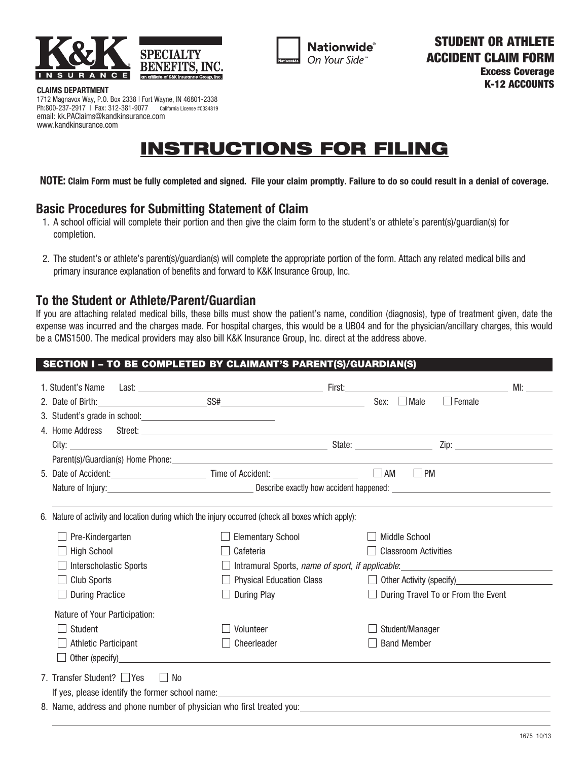K&K INSURANCE | SPECIALTY BENEFITS, INC. an affiliate of K&K Insurance Group, Inc.

Nationwide® On Your Side℠

**STUDENT OR ATHLETE ACCIDENT CLAIM FORM**
**Excess Coverage**
**K-12 ACCOUNTS**

**CLAIMS DEPARTMENT**
1712 Magnavox Way, P.O. Box 2338 | Fort Wayne, IN 46801-2338
Ph:800-237-2917 | Fax: 312-381-9077 California License #0334819
email: kk.PAClaims@kandkinsurance.com
www.kandkinsurance.com

# INSTRUCTIONS FOR FILING

**NOTE: Claim Form must be fully completed and signed. File your claim promptly. Failure to do so could result in a denial of coverage.**

## Basic Procedures for Submitting Statement of Claim

1. A school official will complete their portion and then give the claim form to the student's or athlete's parent(s)/guardian(s) for completion.
2. The student's or athlete's parent(s)/guardian(s) will complete the appropriate portion of the form. Attach any related medical bills and primary insurance explanation of benefits and forward to K&K Insurance Group, Inc.

## To the Student or Athlete/Parent/Guardian

If you are attaching related medical bills, these bills must show the patient's name, condition (diagnosis), type of treatment given, date the expense was incurred and the charges made. For hospital charges, this would be a UB04 and for the physician/ancillary charges, this would be a CMS1500. The medical providers may also bill K&K Insurance Group, Inc. direct at the address above.

### SECTION I – TO BE COMPLETED BY CLAIMANT'S PARENT(S)/GUARDIAN(S)

1. Student's Name Last: ____________ First: ____________ MI: ______
2. Date of Birth: ____________ SS# ____________ Sex: ☐ Male ☐ Female
3. Student's grade in school: ____________
4. Home Address Street: ____________
   City: ____________ State: ____________ Zip: ____________
   Parent(s)/Guardian(s) Home Phone: ____________
5. Date of Accident: ____________ Time of Accident: ____________ ☐ AM ☐ PM
   Nature of Injury: ____________ Describe exactly how accident happened: ____________
6. Nature of activity and location during which the injury occurred (check all boxes which apply):

| | | |
|---|---|---|
| ☐ Pre-Kindergarten | ☐ Elementary School | ☐ Middle School |
| ☐ High School | ☐ Cafeteria | ☐ Classroom Activities |
| ☐ Interscholastic Sports | ☐ Intramural Sports, *name of sport, if applicable*: ____________ | |
| ☐ Club Sports | ☐ Physical Education Class | ☐ Other Activity (specify) ____________ |
| ☐ During Practice | ☐ During Play | ☐ During Travel To or From the Event |

Nature of Your Participation:

| | | |
|---|---|---|
| ☐ Student | ☐ Volunteer | ☐ Student/Manager |
| ☐ Athletic Participant | ☐ Cheerleader | ☐ Band Member |
| ☐ Other (specify) ____________ | | |

7. Transfer Student? ☐ Yes ☐ No
   If yes, please identify the former school name: ____________
8. Name, address and phone number of physician who first treated you: ____________

1675 10/13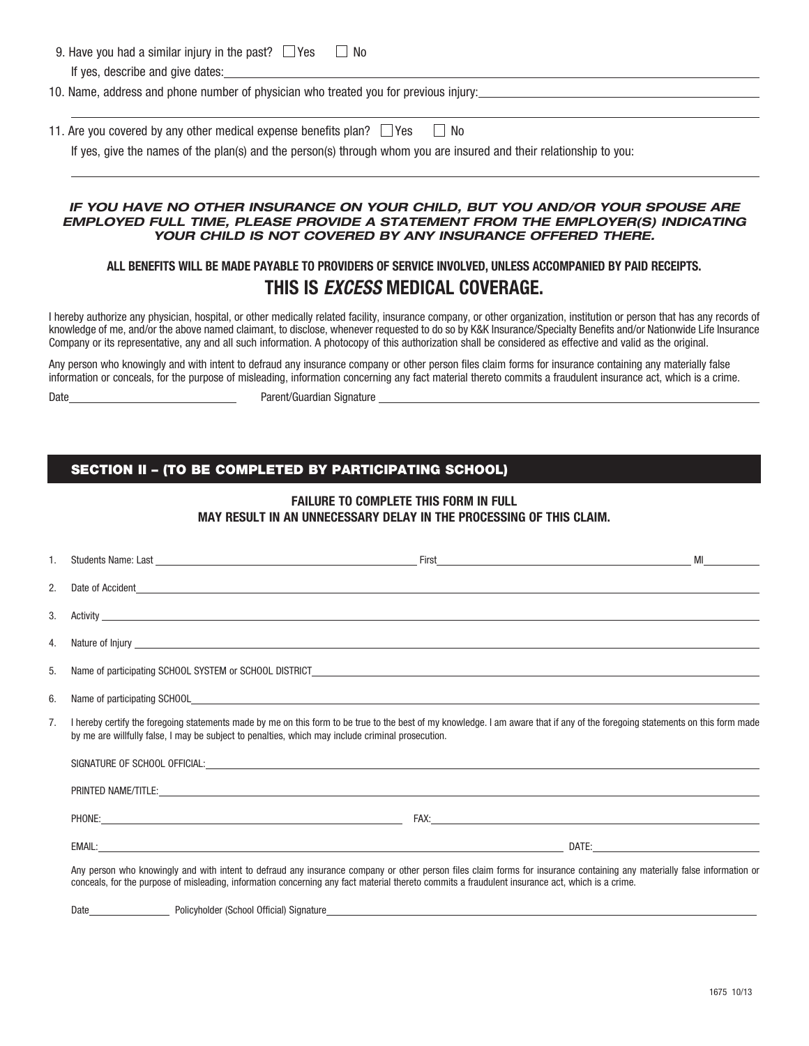9. Have you had a similar injury in the past? ☐ Yes ☐ No

   If yes, describe and give dates: ____________________

10. Name, address and phone number of physician who treated you for previous injury: ____________________

11. Are you covered by any other medical expense benefits plan? ☐ Yes ☐ No

    If yes, give the names of the plan(s) and the person(s) through whom you are insured and their relationship to you:

    ____________________

***IF YOU HAVE NO OTHER INSURANCE ON YOUR CHILD, BUT YOU AND/OR YOUR SPOUSE ARE EMPLOYED FULL TIME, PLEASE PROVIDE A STATEMENT FROM THE EMPLOYER(S) INDICATING YOUR CHILD IS NOT COVERED BY ANY INSURANCE OFFERED THERE.***

**ALL BENEFITS WILL BE MADE PAYABLE TO PROVIDERS OF SERVICE INVOLVED, UNLESS ACCOMPANIED BY PAID RECEIPTS.**

## THIS IS *EXCESS* MEDICAL COVERAGE.

I hereby authorize any physician, hospital, or other medically related facility, insurance company, or other organization, institution or person that has any records of knowledge of me, and/or the above named claimant, to disclose, whenever requested to do so by K&K Insurance/Specialty Benefits and/or Nationwide Life Insurance Company or its representative, any and all such information. A photocopy of this authorization shall be considered as effective and valid as the original.

Any person who knowingly and with intent to defraud any insurance company or other person files claim forms for insurance containing any materially false information or conceals, for the purpose of misleading, information concerning any fact material thereto commits a fraudulent insurance act, which is a crime.

Date ____________________ Parent/Guardian Signature ____________________

## SECTION II – (TO BE COMPLETED BY PARTICIPATING SCHOOL)

**FAILURE TO COMPLETE THIS FORM IN FULL**
**MAY RESULT IN AN UNNECESSARY DELAY IN THE PROCESSING OF THIS CLAIM.**

1. Students Name: Last ____________________ First ____________________ MI ________
2. Date of Accident ____________________
3. Activity ____________________
4. Nature of Injury ____________________
5. Name of participating SCHOOL SYSTEM or SCHOOL DISTRICT ____________________
6. Name of participating SCHOOL ____________________
7. I hereby certify the foregoing statements made by me on this form to be true to the best of my knowledge. I am aware that if any of the foregoing statements on this form made by me are willfully false, I may be subject to penalties, which may include criminal prosecution.

   SIGNATURE OF SCHOOL OFFICIAL: ____________________

   PRINTED NAME/TITLE: ____________________

   PHONE: ____________________ FAX: ____________________

   EMAIL: ____________________ DATE: ____________________

   Any person who knowingly and with intent to defraud any insurance company or other person files claim forms for insurance containing any materially false information or conceals, for the purpose of misleading, information concerning any fact material thereto commits a fraudulent insurance act, which is a crime.

   Date ____________ Policyholder (School Official) Signature ____________________

1675 10/13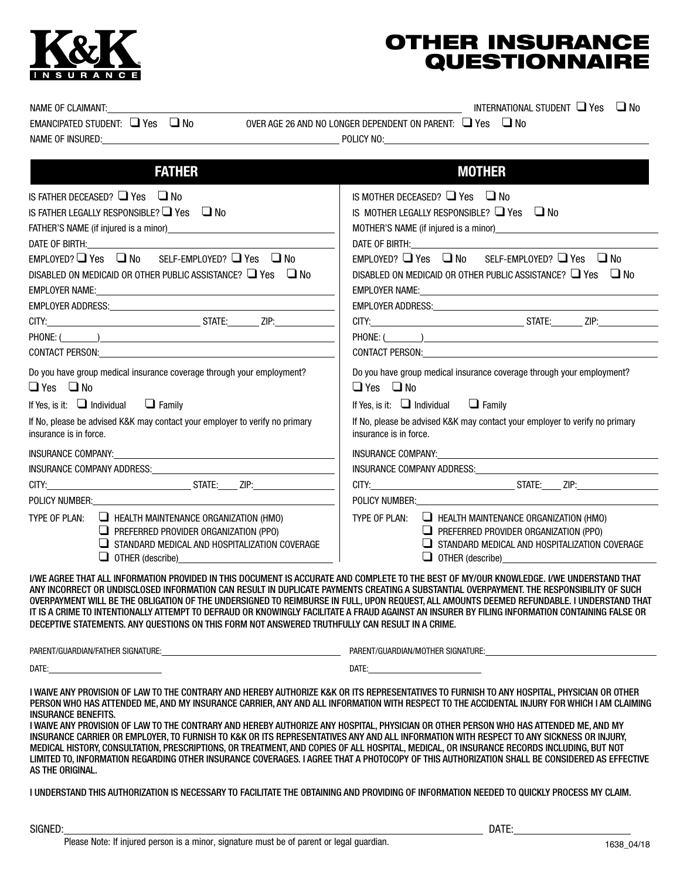# OTHER INSURANCE QUESTIONNAIRE

K&K INSURANCE

NAME OF CLAIMANT: INTERNATIONAL STUDENT ❑ Yes ❑ No

EMANCIPATED STUDENT: ❑ Yes ❑ No OVER AGE 26 AND NO LONGER DEPENDENT ON PARENT: ❑ Yes ❑ No

NAME OF INSURED: POLICY NO:

| FATHER | MOTHER |
|---|---|
| IS FATHER DECEASED? ❑ Yes ❑ No | IS MOTHER DECEASED? ❑ Yes ❑ No |
| IS FATHER LEGALLY RESPONSIBLE? ❑ Yes ❑ No | IS MOTHER LEGALLY RESPONSIBLE? ❑ Yes ❑ No |
| FATHER'S NAME (if injured is a minor) | MOTHER'S NAME (if injured is a minor) |
| DATE OF BIRTH: | DATE OF BIRTH: |
| EMPLOYED? ❑ Yes ❑ No SELF-EMPLOYED? ❑ Yes ❑ No | EMPLOYED? ❑ Yes ❑ No SELF-EMPLOYED? ❑ Yes ❑ No |
| DISABLED ON MEDICAID OR OTHER PUBLIC ASSISTANCE? ❑ Yes ❑ No | DISABLED ON MEDICAID OR OTHER PUBLIC ASSISTANCE? ❑ Yes ❑ No |
| EMPLOYER NAME: | EMPLOYER NAME: |
| EMPLOYER ADDRESS: | EMPLOYER ADDRESS: |
| CITY: STATE: ZIP: | CITY: STATE: ZIP: |
| PHONE: ( ) | PHONE: ( ) |
| CONTACT PERSON: | CONTACT PERSON: |
| Do you have group medical insurance coverage through your employment? ❑ Yes ❑ No | Do you have group medical insurance coverage through your employment? ❑ Yes ❑ No |
| If Yes, is it: ❑ Individual ❑ Family | If Yes, is it: ❑ Individual ❑ Family |
| If No, please be advised K&K may contact your employer to verify no primary insurance is in force. | If No, please be advised K&K may contact your employer to verify no primary insurance is in force. |
| INSURANCE COMPANY: | INSURANCE COMPANY: |
| INSURANCE COMPANY ADDRESS: | INSURANCE COMPANY ADDRESS: |
| CITY: STATE: ZIP: | CITY: STATE: ZIP: |
| POLICY NUMBER: | POLICY NUMBER: |
| TYPE OF PLAN: ❑ HEALTH MAINTENANCE ORGANIZATION (HMO) ❑ PREFERRED PROVIDER ORGANIZATION (PPO) ❑ STANDARD MEDICAL AND HOSPITALIZATION COVERAGE ❑ OTHER (describe) | TYPE OF PLAN: ❑ HEALTH MAINTENANCE ORGANIZATION (HMO) ❑ PREFERRED PROVIDER ORGANIZATION (PPO) ❑ STANDARD MEDICAL AND HOSPITALIZATION COVERAGE ❑ OTHER (describe) |

I/WE AGREE THAT ALL INFORMATION PROVIDED IN THIS DOCUMENT IS ACCURATE AND COMPLETE TO THE BEST OF MY/OUR KNOWLEDGE. I/WE UNDERSTAND THAT ANY INCORRECT OR UNDISCLOSED INFORMATION CAN RESULT IN DUPLICATE PAYMENTS CREATING A SUBSTANTIAL OVERPAYMENT. THE RESPONSIBILITY OF SUCH OVERPAYMENT WILL BE THE OBLIGATION OF THE UNDERSIGNED TO REIMBURSE IN FULL, UPON REQUEST, ALL AMOUNTS DEEMED REFUNDABLE. I UNDERSTAND THAT IT IS A CRIME TO INTENTIONALLY ATTEMPT TO DEFRAUD OR KNOWINGLY FACILITATE A FRAUD AGAINST AN INSURER BY FILING INFORMATION CONTAINING FALSE OR DECEPTIVE STATEMENTS. ANY QUESTIONS ON THIS FORM NOT ANSWERED TRUTHFULLY CAN RESULT IN A CRIME.

PARENT/GUARDIAN/FATHER SIGNATURE: PARENT/GUARDIAN/MOTHER SIGNATURE:

DATE: DATE:

I WAIVE ANY PROVISION OF LAW TO THE CONTRARY AND HEREBY AUTHORIZE K&K OR ITS REPRESENTATIVES TO FURNISH TO ANY HOSPITAL, PHYSICIAN OR OTHER PERSON WHO HAS ATTENDED ME, AND MY INSURANCE CARRIER, ANY AND ALL INFORMATION WITH RESPECT TO THE ACCIDENTAL INJURY FOR WHICH I AM CLAIMING INSURANCE BENEFITS.

I WAIVE ANY PROVISION OF LAW TO THE CONTRARY AND HEREBY AUTHORIZE ANY HOSPITAL, PHYSICIAN OR OTHER PERSON WHO HAS ATTENDED ME, AND MY INSURANCE CARRIER OR EMPLOYER, TO FURNISH TO K&K OR ITS REPRESENTATIVES ANY AND ALL INFORMATION WITH RESPECT TO ANY SICKNESS OR INJURY, MEDICAL HISTORY, CONSULTATION, PRESCRIPTIONS, OR TREATMENT, AND COPIES OF ALL HOSPITAL, MEDICAL, OR INSURANCE RECORDS INCLUDING, BUT NOT LIMITED TO, INFORMATION REGARDING OTHER INSURANCE COVERAGES. I AGREE THAT A PHOTOCOPY OF THIS AUTHORIZATION SHALL BE CONSIDERED AS EFFECTIVE AS THE ORIGINAL.

I UNDERSTAND THIS AUTHORIZATION IS NECESSARY TO FACILITATE THE OBTAINING AND PROVIDING OF INFORMATION NEEDED TO QUICKLY PROCESS MY CLAIM.

SIGNED: DATE:

Please Note: If injured person is a minor, signature must be of parent or legal guardian.

1638_04/18